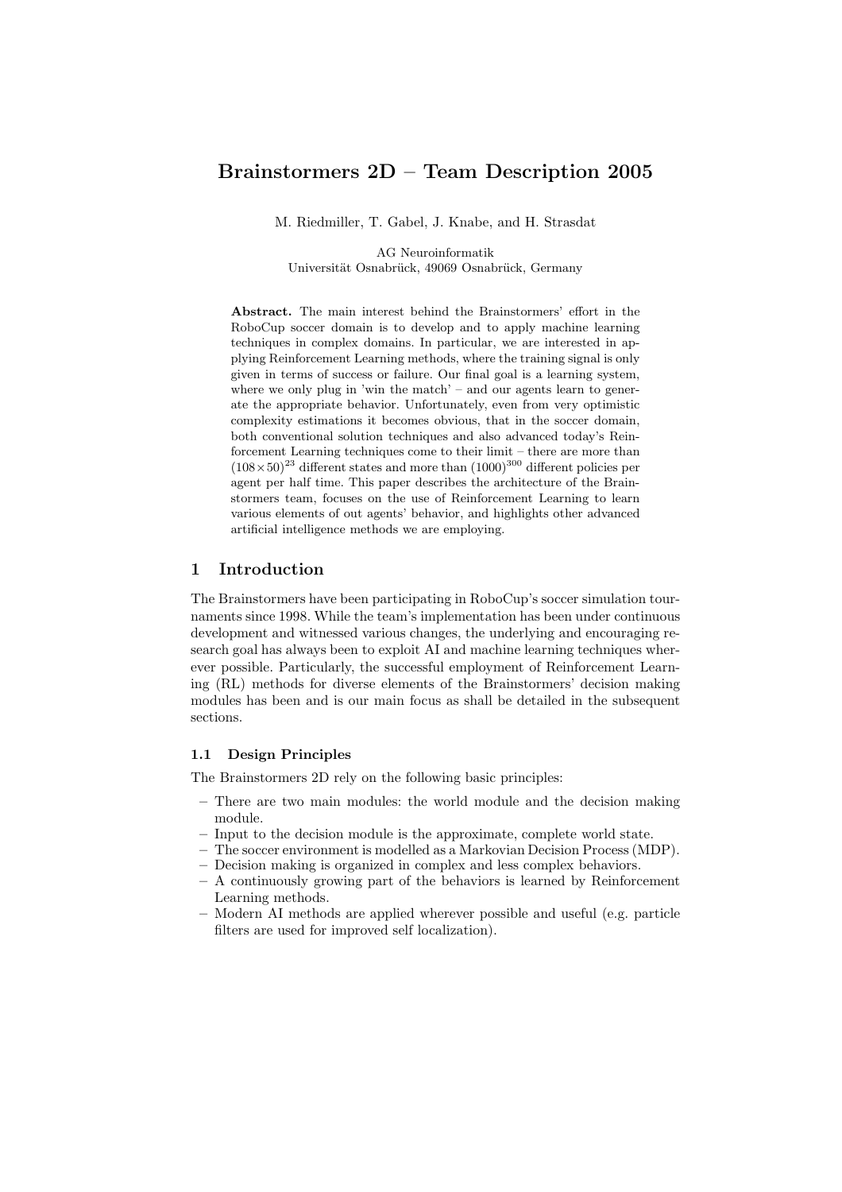# Brainstormers 2D – Team Description 2005

M. Riedmiller, T. Gabel, J. Knabe, and H. Strasdat

AG Neuroinformatik
Universität Osnabrück, 49069 Osnabrück, Germany

**Abstract.** The main interest behind the Brainstormers' effort in the RoboCup soccer domain is to develop and to apply machine learning techniques in complex domains. In particular, we are interested in applying Reinforcement Learning methods, where the training signal is only given in terms of success or failure. Our final goal is a learning system, where we only plug in 'win the match' – and our agents learn to generate the appropriate behavior. Unfortunately, even from very optimistic complexity estimations it becomes obvious, that in the soccer domain, both conventional solution techniques and also advanced today's Reinforcement Learning techniques come to their limit – there are more than $(108 \times 50)^{23}$ different states and more than $(1000)^{300}$ different policies per agent per half time. This paper describes the architecture of the Brainstormers team, focuses on the use of Reinforcement Learning to learn various elements of out agents' behavior, and highlights other advanced artificial intelligence methods we are employing.

## 1 Introduction

The Brainstormers have been participating in RoboCup's soccer simulation tournaments since 1998. While the team's implementation has been under continuous development and witnessed various changes, the underlying and encouraging research goal has always been to exploit AI and machine learning techniques wherever possible. Particularly, the successful employment of Reinforcement Learning (RL) methods for diverse elements of the Brainstormers' decision making modules has been and is our main focus as shall be detailed in the subsequent sections.

### 1.1 Design Principles

The Brainstormers 2D rely on the following basic principles:

- There are two main modules: the world module and the decision making module.
- Input to the decision module is the approximate, complete world state.
- The soccer environment is modelled as a Markovian Decision Process (MDP).
- Decision making is organized in complex and less complex behaviors.
- A continuously growing part of the behaviors is learned by Reinforcement Learning methods.
- Modern AI methods are applied wherever possible and useful (e.g. particle filters are used for improved self localization).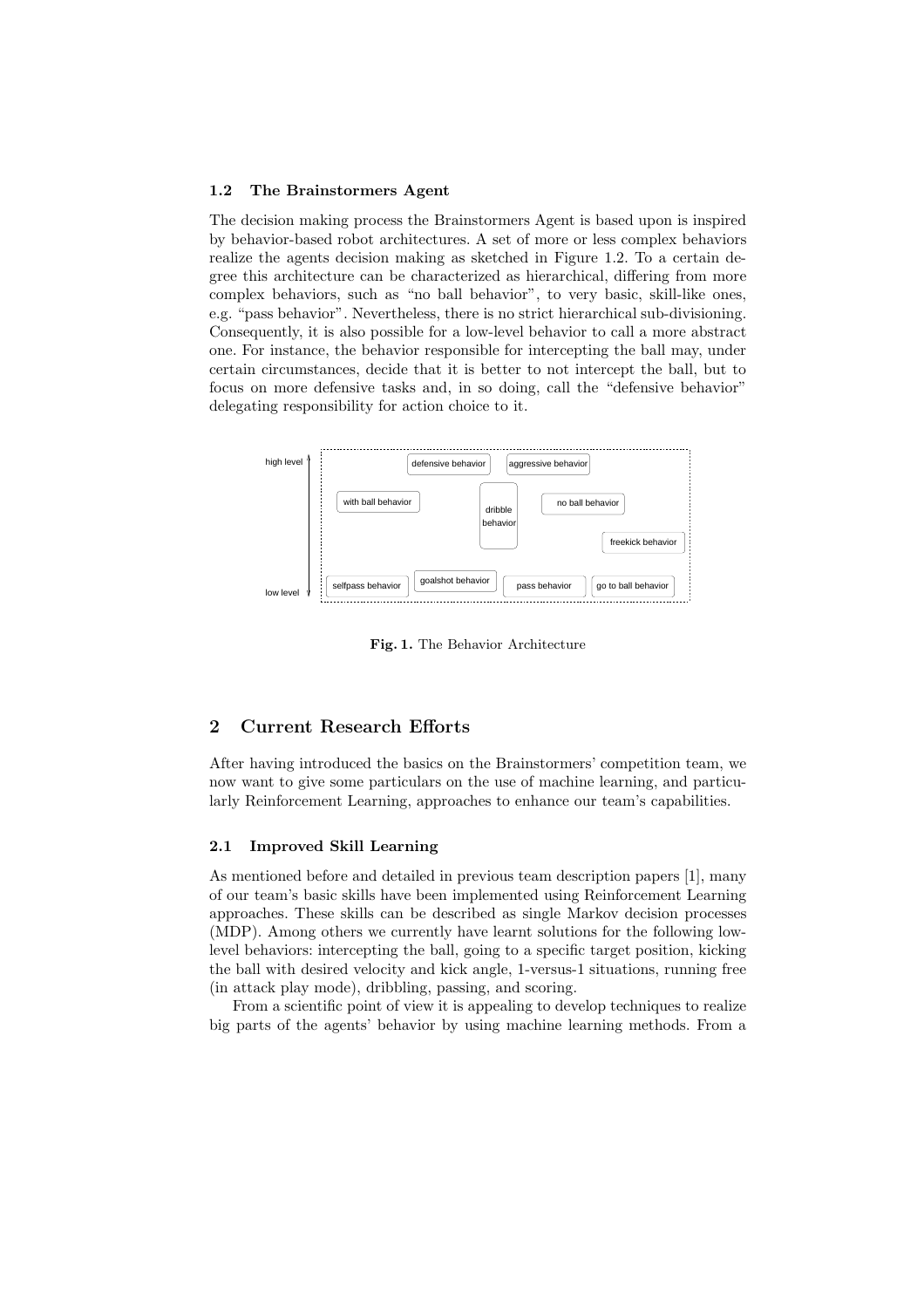### 1.2 The Brainstormers Agent

The decision making process the Brainstormers Agent is based upon is inspired by behavior-based robot architectures. A set of more or less complex behaviors realize the agents decision making as sketched in Figure 1.2. To a certain degree this architecture can be characterized as hierarchical, differing from more complex behaviors, such as "no ball behavior", to very basic, skill-like ones, e.g. "pass behavior". Nevertheless, there is no strict hierarchical sub-divisioning. Consequently, it is also possible for a low-level behavior to call a more abstract one. For instance, the behavior responsible for intercepting the ball may, under certain circumstances, decide that it is better to not intercept the ball, but to focus on more defensive tasks and, in so doing, call the "defensive behavior" delegating responsibility for action choice to it.

high level — defensive behavior, aggressive behavior, with ball behavior, dribble behavior, no ball behavior, freekick behavior, selfpass behavior, goalshot behavior, pass behavior, go to ball behavior — low level

**Fig. 1.** The Behavior Architecture

## 2 Current Research Efforts

After having introduced the basics on the Brainstormers' competition team, we now want to give some particulars on the use of machine learning, and particularly Reinforcement Learning, approaches to enhance our team's capabilities.

### 2.1 Improved Skill Learning

As mentioned before and detailed in previous team description papers [1], many of our team's basic skills have been implemented using Reinforcement Learning approaches. These skills can be described as single Markov decision processes (MDP). Among others we currently have learnt solutions for the following low-level behaviors: intercepting the ball, going to a specific target position, kicking the ball with desired velocity and kick angle, 1-versus-1 situations, running free (in attack play mode), dribbling, passing, and scoring.

From a scientific point of view it is appealing to develop techniques to realize big parts of the agents' behavior by using machine learning methods. From a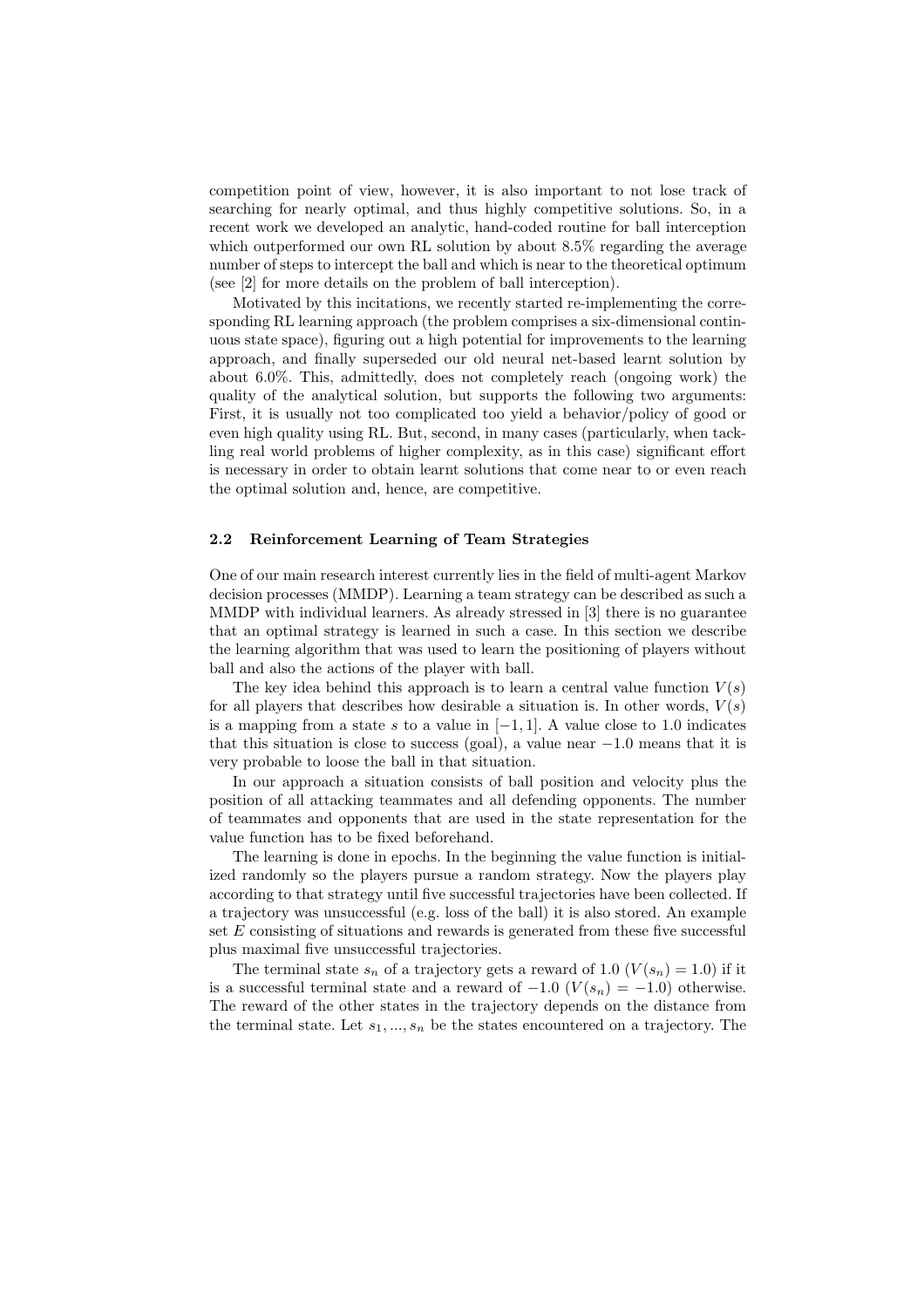competition point of view, however, it is also important to not lose track of searching for nearly optimal, and thus highly competitive solutions. So, in a recent work we developed an analytic, hand-coded routine for ball interception which outperformed our own RL solution by about 8.5% regarding the average number of steps to intercept the ball and which is near to the theoretical optimum (see [2] for more details on the problem of ball interception).

Motivated by this incitations, we recently started re-implementing the corresponding RL learning approach (the problem comprises a six-dimensional continuous state space), figuring out a high potential for improvements to the learning approach, and finally superseded our old neural net-based learnt solution by about 6.0%. This, admittedly, does not completely reach (ongoing work) the quality of the analytical solution, but supports the following two arguments: First, it is usually not too complicated too yield a behavior/policy of good or even high quality using RL. But, second, in many cases (particularly, when tackling real world problems of higher complexity, as in this case) significant effort is necessary in order to obtain learnt solutions that come near to or even reach the optimal solution and, hence, are competitive.

### 2.2 Reinforcement Learning of Team Strategies

One of our main research interest currently lies in the field of multi-agent Markov decision processes (MMDP). Learning a team strategy can be described as such a MMDP with individual learners. As already stressed in [3] there is no guarantee that an optimal strategy is learned in such a case. In this section we describe the learning algorithm that was used to learn the positioning of players without ball and also the actions of the player with ball.

The key idea behind this approach is to learn a central value function $V(s)$ for all players that describes how desirable a situation is. In other words, $V(s)$ is a mapping from a state $s$ to a value in $[-1, 1]$. A value close to 1.0 indicates that this situation is close to success (goal), a value near $-1.0$ means that it is very probable to loose the ball in that situation.

In our approach a situation consists of ball position and velocity plus the position of all attacking teammates and all defending opponents. The number of teammates and opponents that are used in the state representation for the value function has to be fixed beforehand.

The learning is done in epochs. In the beginning the value function is initialized randomly so the players pursue a random strategy. Now the players play according to that strategy until five successful trajectories have been collected. If a trajectory was unsuccessful (e.g. loss of the ball) it is also stored. An example set $E$ consisting of situations and rewards is generated from these five successful plus maximal five unsuccessful trajectories.

The terminal state $s_n$ of a trajectory gets a reward of 1.0 ($V(s_n) = 1.0$) if it is a successful terminal state and a reward of $-1.0$ ($V(s_n) = -1.0$) otherwise. The reward of the other states in the trajectory depends on the distance from the terminal state. Let $s_1, ..., s_n$ be the states encountered on a trajectory. The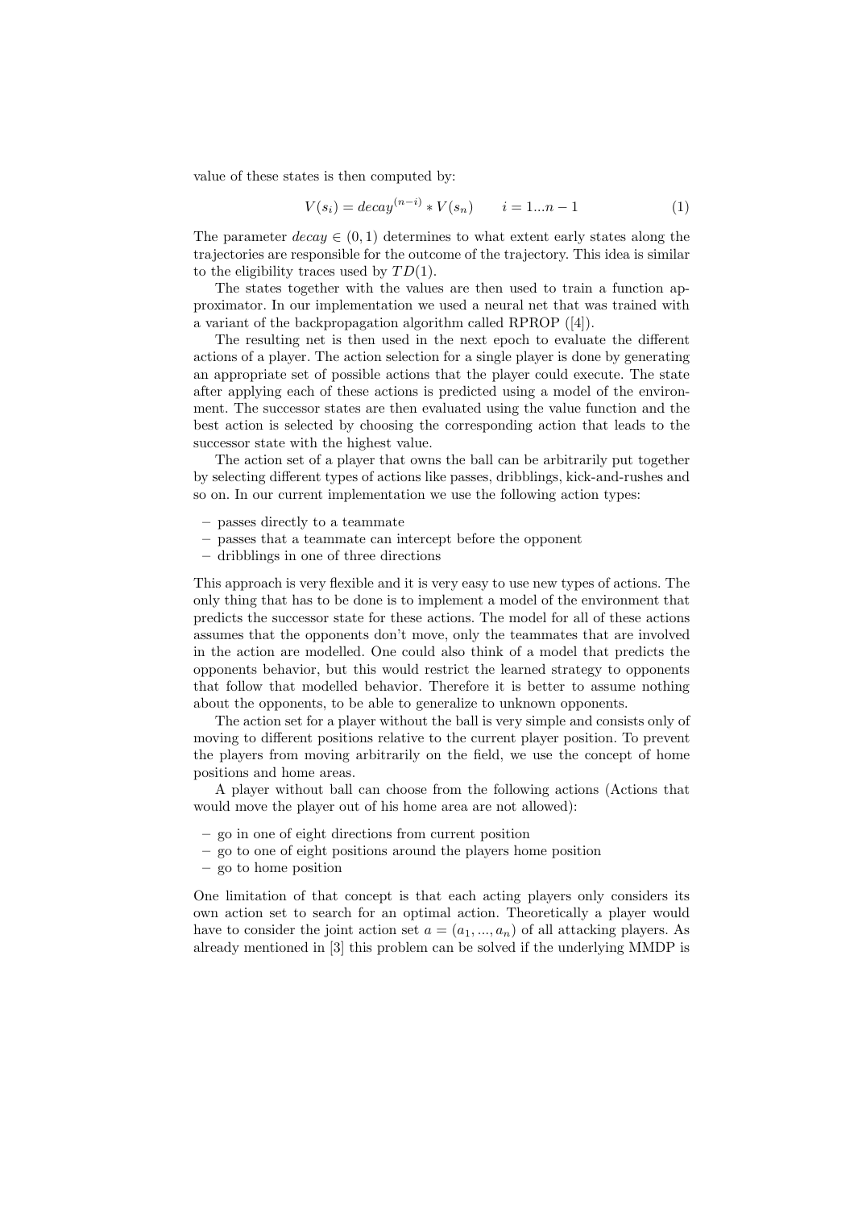value of these states is then computed by:

$$V(s_i) = decay^{(n-i)} * V(s_n) \qquad i = 1...n-1 \tag{1}$$

The parameter $decay \in (0, 1)$ determines to what extent early states along the trajectories are responsible for the outcome of the trajectory. This idea is similar to the eligibility traces used by $TD(1)$.

The states together with the values are then used to train a function approximator. In our implementation we used a neural net that was trained with a variant of the backpropagation algorithm called RPROP ([4]).

The resulting net is then used in the next epoch to evaluate the different actions of a player. The action selection for a single player is done by generating an appropriate set of possible actions that the player could execute. The state after applying each of these actions is predicted using a model of the environment. The successor states are then evaluated using the value function and the best action is selected by choosing the corresponding action that leads to the successor state with the highest value.

The action set of a player that owns the ball can be arbitrarily put together by selecting different types of actions like passes, dribblings, kick-and-rushes and so on. In our current implementation we use the following action types:

- passes directly to a teammate
- passes that a teammate can intercept before the opponent
- dribblings in one of three directions

This approach is very flexible and it is very easy to use new types of actions. The only thing that has to be done is to implement a model of the environment that predicts the successor state for these actions. The model for all of these actions assumes that the opponents don't move, only the teammates that are involved in the action are modelled. One could also think of a model that predicts the opponents behavior, but this would restrict the learned strategy to opponents that follow that modelled behavior. Therefore it is better to assume nothing about the opponents, to be able to generalize to unknown opponents.

The action set for a player without the ball is very simple and consists only of moving to different positions relative to the current player position. To prevent the players from moving arbitrarily on the field, we use the concept of home positions and home areas.

A player without ball can choose from the following actions (Actions that would move the player out of his home area are not allowed):

- go in one of eight directions from current position
- go to one of eight positions around the players home position
- go to home position

One limitation of that concept is that each acting players only considers its own action set to search for an optimal action. Theoretically a player would have to consider the joint action set $a = (a_1, ..., a_n)$ of all attacking players. As already mentioned in [3] this problem can be solved if the underlying MMDP is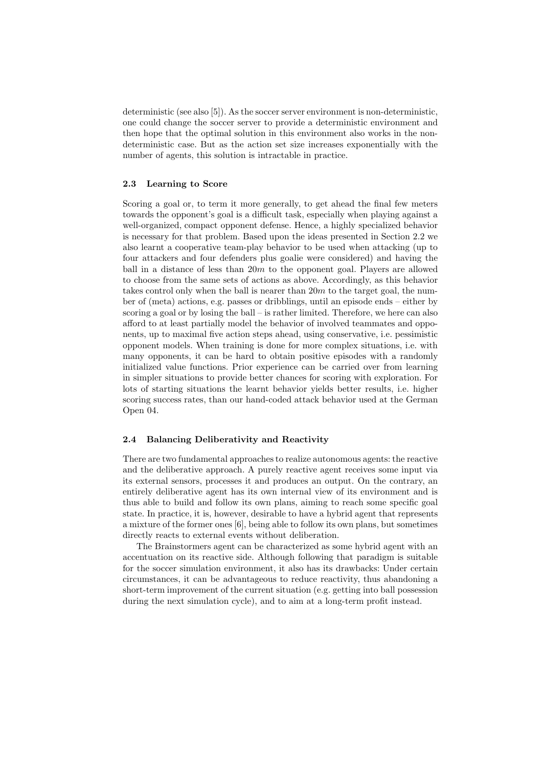deterministic (see also [5]). As the soccer server environment is non-deterministic, one could change the soccer server to provide a deterministic environment and then hope that the optimal solution in this environment also works in the non-deterministic case. But as the action set size increases exponentially with the number of agents, this solution is intractable in practice.

### 2.3 Learning to Score

Scoring a goal or, to term it more generally, to get ahead the final few meters towards the opponent's goal is a difficult task, especially when playing against a well-organized, compact opponent defense. Hence, a highly specialized behavior is necessary for that problem. Based upon the ideas presented in Section 2.2 we also learnt a cooperative team-play behavior to be used when attacking (up to four attackers and four defenders plus goalie were considered) and having the ball in a distance of less than $20m$ to the opponent goal. Players are allowed to choose from the same sets of actions as above. Accordingly, as this behavior takes control only when the ball is nearer than $20m$ to the target goal, the number of (meta) actions, e.g. passes or dribblings, until an episode ends – either by scoring a goal or by losing the ball – is rather limited. Therefore, we here can also afford to at least partially model the behavior of involved teammates and opponents, up to maximal five action steps ahead, using conservative, i.e. pessimistic opponent models. When training is done for more complex situations, i.e. with many opponents, it can be hard to obtain positive episodes with a randomly initialized value functions. Prior experience can be carried over from learning in simpler situations to provide better chances for scoring with exploration. For lots of starting situations the learnt behavior yields better results, i.e. higher scoring success rates, than our hand-coded attack behavior used at the German Open 04.

### 2.4 Balancing Deliberativity and Reactivity

There are two fundamental approaches to realize autonomous agents: the reactive and the deliberative approach. A purely reactive agent receives some input via its external sensors, processes it and produces an output. On the contrary, an entirely deliberative agent has its own internal view of its environment and is thus able to build and follow its own plans, aiming to reach some specific goal state. In practice, it is, however, desirable to have a hybrid agent that represents a mixture of the former ones [6], being able to follow its own plans, but sometimes directly reacts to external events without deliberation.

The Brainstormers agent can be characterized as some hybrid agent with an accentuation on its reactive side. Although following that paradigm is suitable for the soccer simulation environment, it also has its drawbacks: Under certain circumstances, it can be advantageous to reduce reactivity, thus abandoning a short-term improvement of the current situation (e.g. getting into ball possession during the next simulation cycle), and to aim at a long-term profit instead.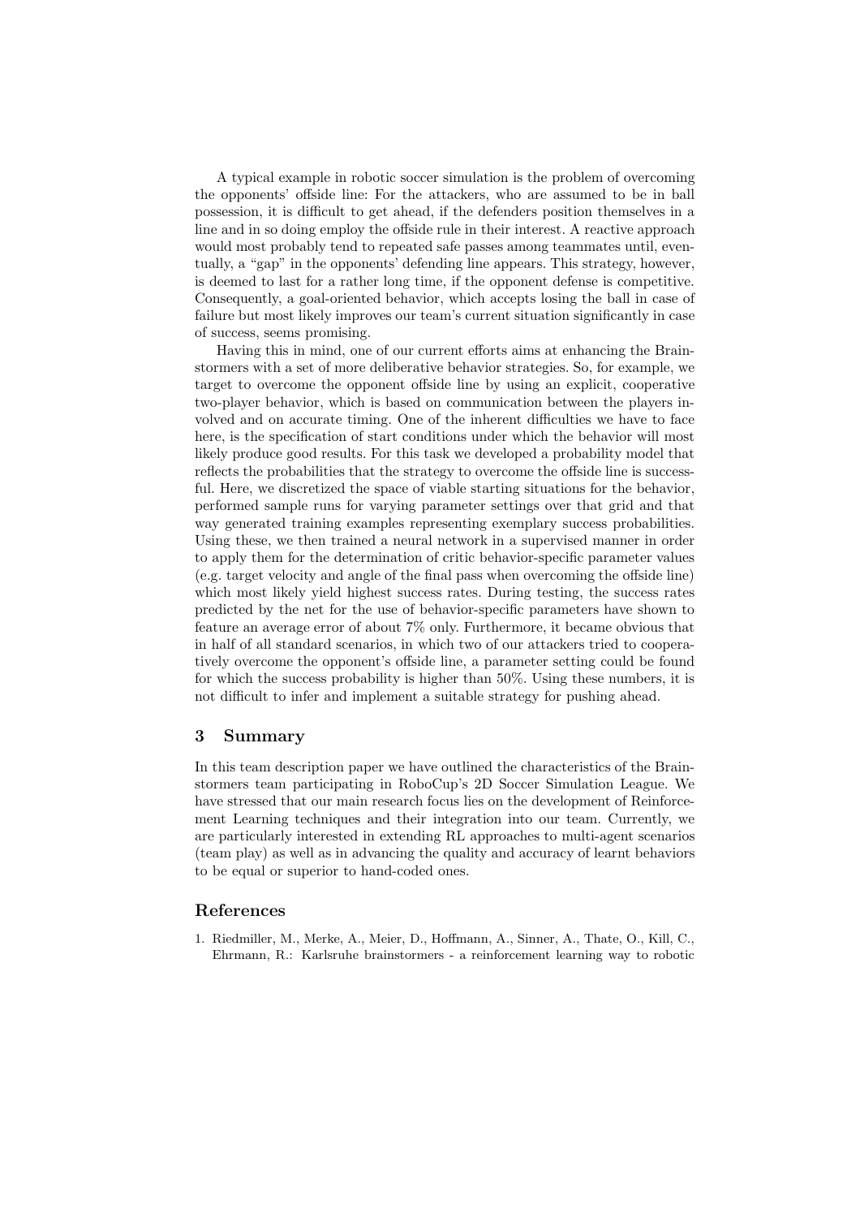A typical example in robotic soccer simulation is the problem of overcoming the opponents' offside line: For the attackers, who are assumed to be in ball possession, it is difficult to get ahead, if the defenders position themselves in a line and in so doing employ the offside rule in their interest. A reactive approach would most probably tend to repeated safe passes among teammates until, eventually, a "gap" in the opponents' defending line appears. This strategy, however, is deemed to last for a rather long time, if the opponent defense is competitive. Consequently, a goal-oriented behavior, which accepts losing the ball in case of failure but most likely improves our team's current situation significantly in case of success, seems promising.

Having this in mind, one of our current efforts aims at enhancing the Brainstormers with a set of more deliberative behavior strategies. So, for example, we target to overcome the opponent offside line by using an explicit, cooperative two-player behavior, which is based on communication between the players involved and on accurate timing. One of the inherent difficulties we have to face here, is the specification of start conditions under which the behavior will most likely produce good results. For this task we developed a probability model that reflects the probabilities that the strategy to overcome the offside line is successful. Here, we discretized the space of viable starting situations for the behavior, performed sample runs for varying parameter settings over that grid and that way generated training examples representing exemplary success probabilities. Using these, we then trained a neural network in a supervised manner in order to apply them for the determination of critic behavior-specific parameter values (e.g. target velocity and angle of the final pass when overcoming the offside line) which most likely yield highest success rates. During testing, the success rates predicted by the net for the use of behavior-specific parameters have shown to feature an average error of about 7% only. Furthermore, it became obvious that in half of all standard scenarios, in which two of our attackers tried to cooperatively overcome the opponent's offside line, a parameter setting could be found for which the success probability is higher than 50%. Using these numbers, it is not difficult to infer and implement a suitable strategy for pushing ahead.

## 3 Summary

In this team description paper we have outlined the characteristics of the Brainstormers team participating in RoboCup's 2D Soccer Simulation League. We have stressed that our main research focus lies on the development of Reinforcement Learning techniques and their integration into our team. Currently, we are particularly interested in extending RL approaches to multi-agent scenarios (team play) as well as in advancing the quality and accuracy of learnt behaviors to be equal or superior to hand-coded ones.

## References

1. Riedmiller, M., Merke, A., Meier, D., Hoffmann, A., Sinner, A., Thate, O., Kill, C., Ehrmann, R.: Karlsruhe brainstormers - a reinforcement learning way to robotic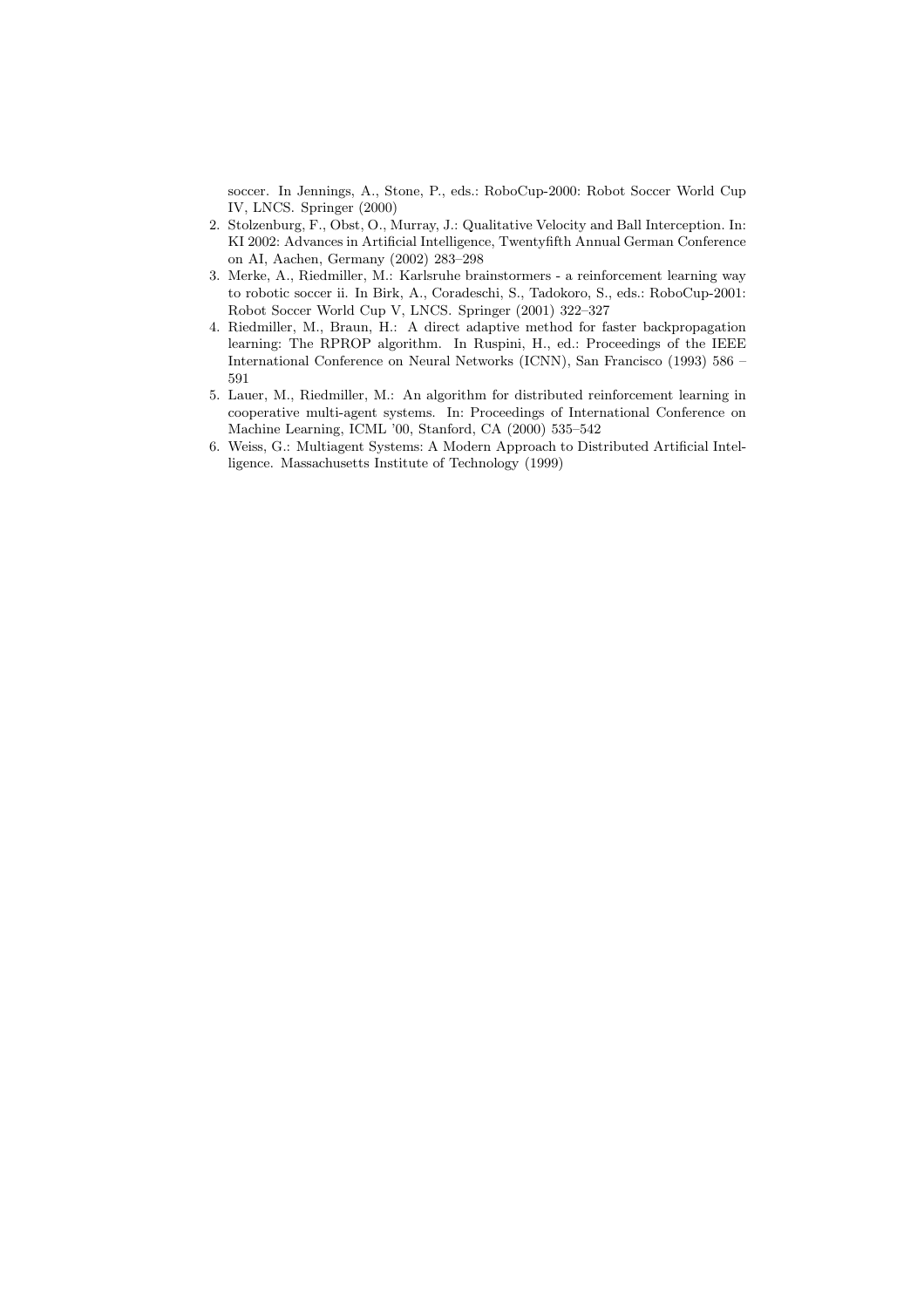soccer. In Jennings, A., Stone, P., eds.: RoboCup-2000: Robot Soccer World Cup IV, LNCS. Springer (2000)

2. Stolzenburg, F., Obst, O., Murray, J.: Qualitative Velocity and Ball Interception. In: KI 2002: Advances in Artificial Intelligence, Twentyfifth Annual German Conference on AI, Aachen, Germany (2002) 283–298
3. Merke, A., Riedmiller, M.: Karlsruhe brainstormers - a reinforcement learning way to robotic soccer ii. In Birk, A., Coradeschi, S., Tadokoro, S., eds.: RoboCup-2001: Robot Soccer World Cup V, LNCS. Springer (2001) 322–327
4. Riedmiller, M., Braun, H.: A direct adaptive method for faster backpropagation learning: The RPROP algorithm. In Ruspini, H., ed.: Proceedings of the IEEE International Conference on Neural Networks (ICNN), San Francisco (1993) 586 – 591
5. Lauer, M., Riedmiller, M.: An algorithm for distributed reinforcement learning in cooperative multi-agent systems. In: Proceedings of International Conference on Machine Learning, ICML '00, Stanford, CA (2000) 535–542
6. Weiss, G.: Multiagent Systems: A Modern Approach to Distributed Artificial Intelligence. Massachusetts Institute of Technology (1999)